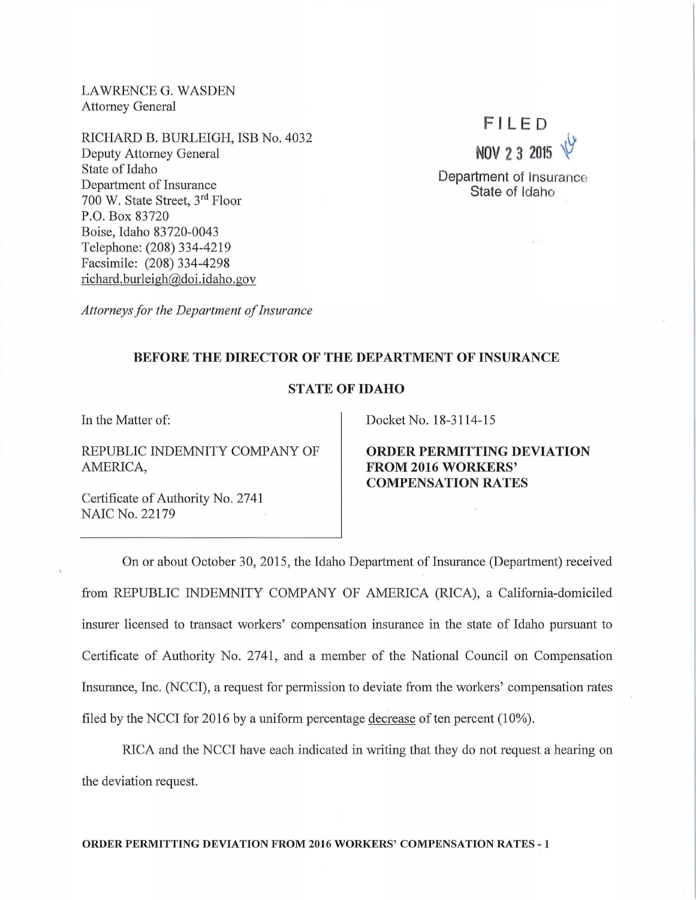LAWRENCE G. WASDEN
Attorney General

RICHARD B. BURLEIGH, ISB No. 4032
Deputy Attorney General
State of Idaho
Department of Insurance
700 W. State Street, 3rd Floor
P.O. Box 83720
Boise, Idaho 83720-0043
Telephone: (208) 334-4219
Facsimile: (208) 334-4298
richard.burleigh@doi.idaho.gov

*Attorneys for the Department of Insurance*

FILED
NOV 23 2015
Department of Insurance
State of Idaho

**BEFORE THE DIRECTOR OF THE DEPARTMENT OF INSURANCE**

**STATE OF IDAHO**

In the Matter of:

REPUBLIC INDEMNITY COMPANY OF AMERICA,

Certificate of Authority No. 2741
NAIC No. 22179

Docket No. 18-3114-15

**ORDER PERMITTING DEVIATION FROM 2016 WORKERS' COMPENSATION RATES**

On or about October 30, 2015, the Idaho Department of Insurance (Department) received from REPUBLIC INDEMNITY COMPANY OF AMERICA (RICA), a California-domiciled insurer licensed to transact workers' compensation insurance in the state of Idaho pursuant to Certificate of Authority No. 2741, and a member of the National Council on Compensation Insurance, Inc. (NCCI), a request for permission to deviate from the workers' compensation rates filed by the NCCI for 2016 by a uniform percentage decrease of ten percent (10%).

RICA and the NCCI have each indicated in writing that they do not request a hearing on the deviation request.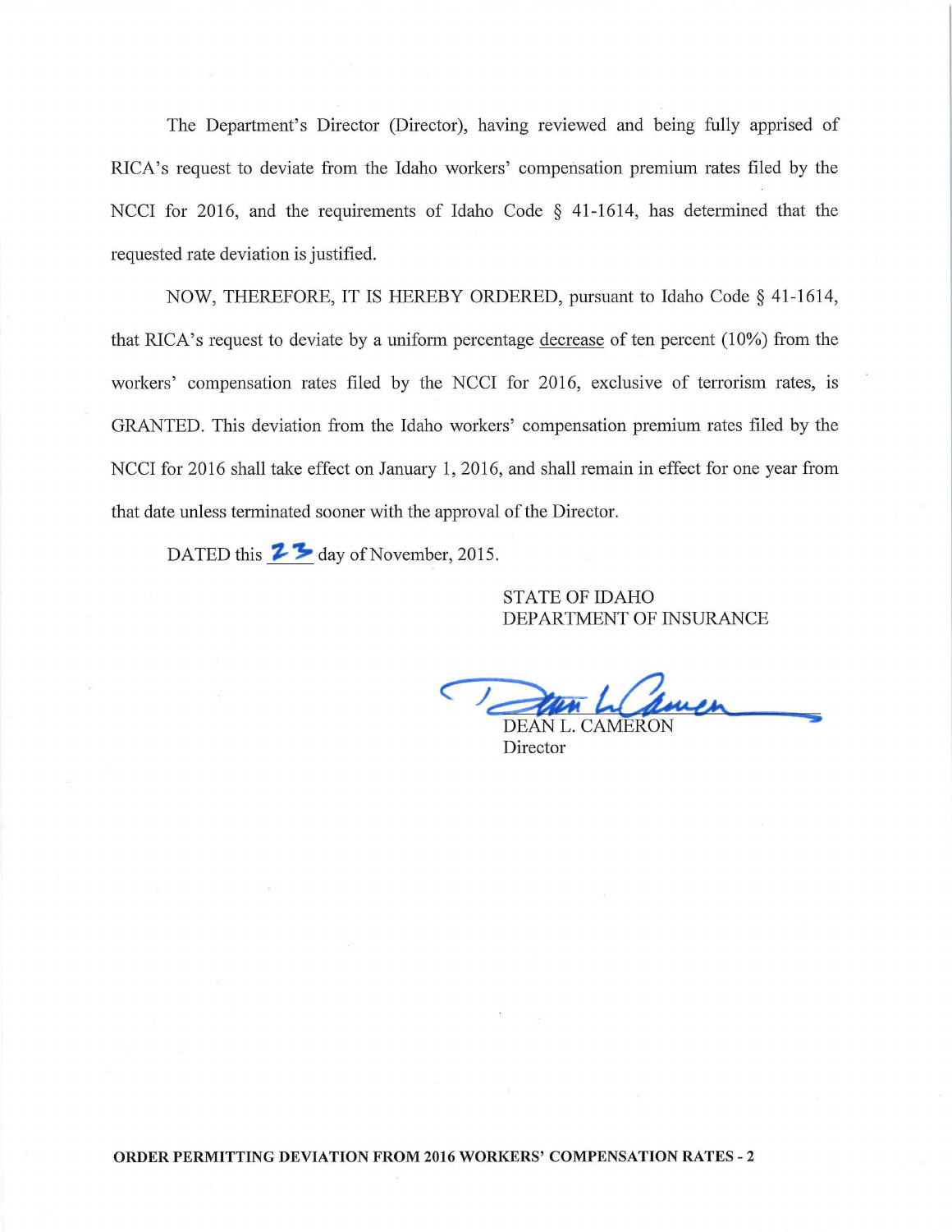The Department's Director (Director), having reviewed and being fully apprised of RICA's request to deviate from the Idaho workers' compensation premium rates filed by the NCCI for 2016, and the requirements of Idaho Code § 41-1614, has determined that the requested rate deviation is justified.

NOW, THEREFORE, IT IS HEREBY ORDERED, pursuant to Idaho Code § 41-1614, that RICA's request to deviate by a uniform percentage decrease of ten percent (10%) from the workers' compensation rates filed by the NCCI for 2016, exclusive of terrorism rates, is GRANTED. This deviation from the Idaho workers' compensation premium rates filed by the NCCI for 2016 shall take effect on January 1, 2016, and shall remain in effect for one year from that date unless terminated sooner with the approval of the Director.

DATED this 23 day of November, 2015.

STATE OF IDAHO
DEPARTMENT OF INSURANCE

DEAN L. CAMERON
Director

**ORDER PERMITTING DEVIATION FROM 2016 WORKERS' COMPENSATION RATES - 2**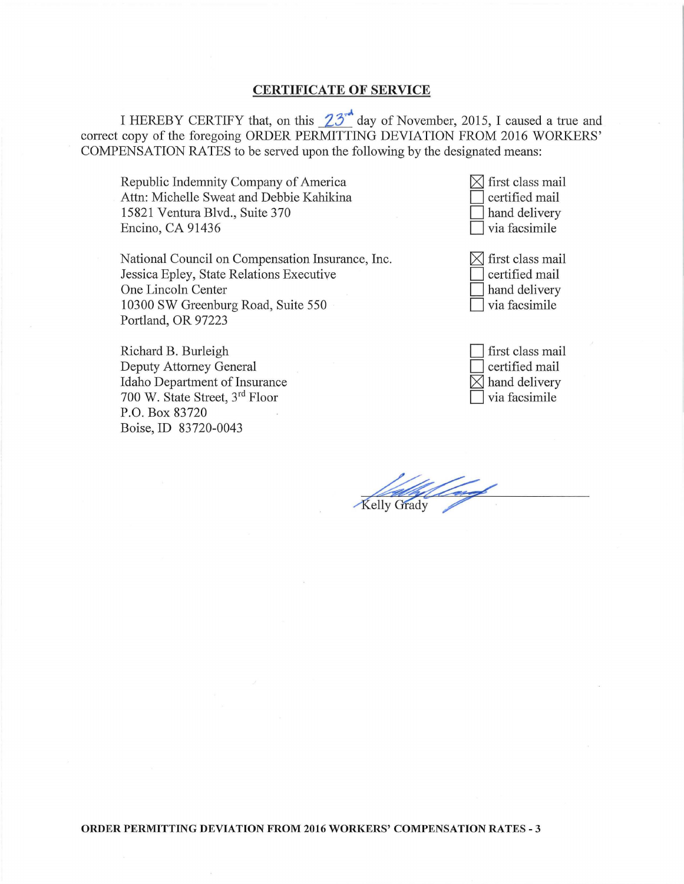## CERTIFICATE OF SERVICE

I HEREBY CERTIFY that, on this 23rd day of November, 2015, I caused a true and correct copy of the foregoing ORDER PERMITTING DEVIATION FROM 2016 WORKERS' COMPENSATION RATES to be served upon the following by the designated means:

| | |
|---|---|
| Republic Indemnity Company of America<br>Attn: Michelle Sweat and Debbie Kahikina<br>15821 Ventura Blvd., Suite 370<br>Encino, CA 91436 | ☒ first class mail<br>☐ certified mail<br>☐ hand delivery<br>☐ via facsimile |
| National Council on Compensation Insurance, Inc.<br>Jessica Epley, State Relations Executive<br>One Lincoln Center<br>10300 SW Greenburg Road, Suite 550<br>Portland, OR 97223 | ☒ first class mail<br>☐ certified mail<br>☐ hand delivery<br>☐ via facsimile |
| Richard B. Burleigh<br>Deputy Attorney General<br>Idaho Department of Insurance<br>700 W. State Street, 3rd Floor<br>P.O. Box 83720<br>Boise, ID 83720-0043 | ☐ first class mail<br>☐ certified mail<br>☒ hand delivery<br>☐ via facsimile |

Kelly Grady